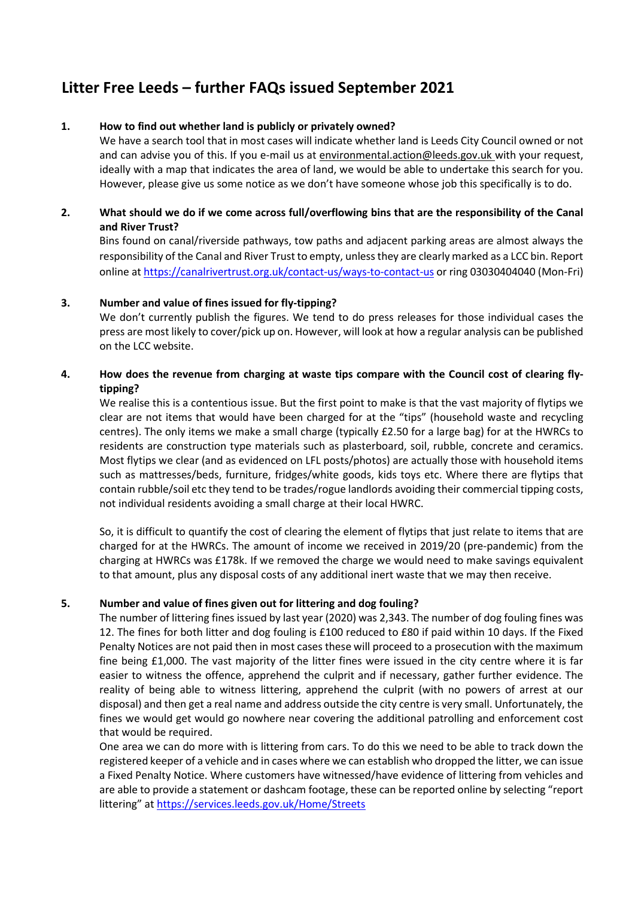# Litter Free Leeds – further FAQs issued September 2021

**1. How to find out whether land is publicly or privately owned?**

We have a search tool that in most cases will indicate whether land is Leeds City Council owned or not and can advise you of this. If you e-mail us at environmental.action@leeds.gov.uk with your request, ideally with a map that indicates the area of land, we would be able to undertake this search for you. However, please give us some notice as we don't have someone whose job this specifically is to do.

**2. What should we do if we come across full/overflowing bins that are the responsibility of the Canal and River Trust?**

Bins found on canal/riverside pathways, tow paths and adjacent parking areas are almost always the responsibility of the Canal and River Trust to empty, unless they are clearly marked as a LCC bin. Report online at https://canalrivertrust.org.uk/contact-us/ways-to-contact-us or ring 03030404040 (Mon-Fri)

**3. Number and value of fines issued for fly-tipping?**

We don't currently publish the figures. We tend to do press releases for those individual cases the press are most likely to cover/pick up on. However, will look at how a regular analysis can be published on the LCC website.

**4. How does the revenue from charging at waste tips compare with the Council cost of clearing fly-tipping?**

We realise this is a contentious issue. But the first point to make is that the vast majority of flytips we clear are not items that would have been charged for at the "tips" (household waste and recycling centres). The only items we make a small charge (typically £2.50 for a large bag) for at the HWRCs to residents are construction type materials such as plasterboard, soil, rubble, concrete and ceramics. Most flytips we clear (and as evidenced on LFL posts/photos) are actually those with household items such as mattresses/beds, furniture, fridges/white goods, kids toys etc. Where there are flytips that contain rubble/soil etc they tend to be trades/rogue landlords avoiding their commercial tipping costs, not individual residents avoiding a small charge at their local HWRC.

So, it is difficult to quantify the cost of clearing the element of flytips that just relate to items that are charged for at the HWRCs. The amount of income we received in 2019/20 (pre-pandemic) from the charging at HWRCs was £178k. If we removed the charge we would need to make savings equivalent to that amount, plus any disposal costs of any additional inert waste that we may then receive.

**5. Number and value of fines given out for littering and dog fouling?**

The number of littering fines issued by last year (2020) was 2,343. The number of dog fouling fines was 12. The fines for both litter and dog fouling is £100 reduced to £80 if paid within 10 days. If the Fixed Penalty Notices are not paid then in most cases these will proceed to a prosecution with the maximum fine being £1,000. The vast majority of the litter fines were issued in the city centre where it is far easier to witness the offence, apprehend the culprit and if necessary, gather further evidence. The reality of being able to witness littering, apprehend the culprit (with no powers of arrest at our disposal) and then get a real name and address outside the city centre is very small. Unfortunately, the fines we would get would go nowhere near covering the additional patrolling and enforcement cost that would be required.

One area we can do more with is littering from cars. To do this we need to be able to track down the registered keeper of a vehicle and in cases where we can establish who dropped the litter, we can issue a Fixed Penalty Notice. Where customers have witnessed/have evidence of littering from vehicles and are able to provide a statement or dashcam footage, these can be reported online by selecting "report littering" at https://services.leeds.gov.uk/Home/Streets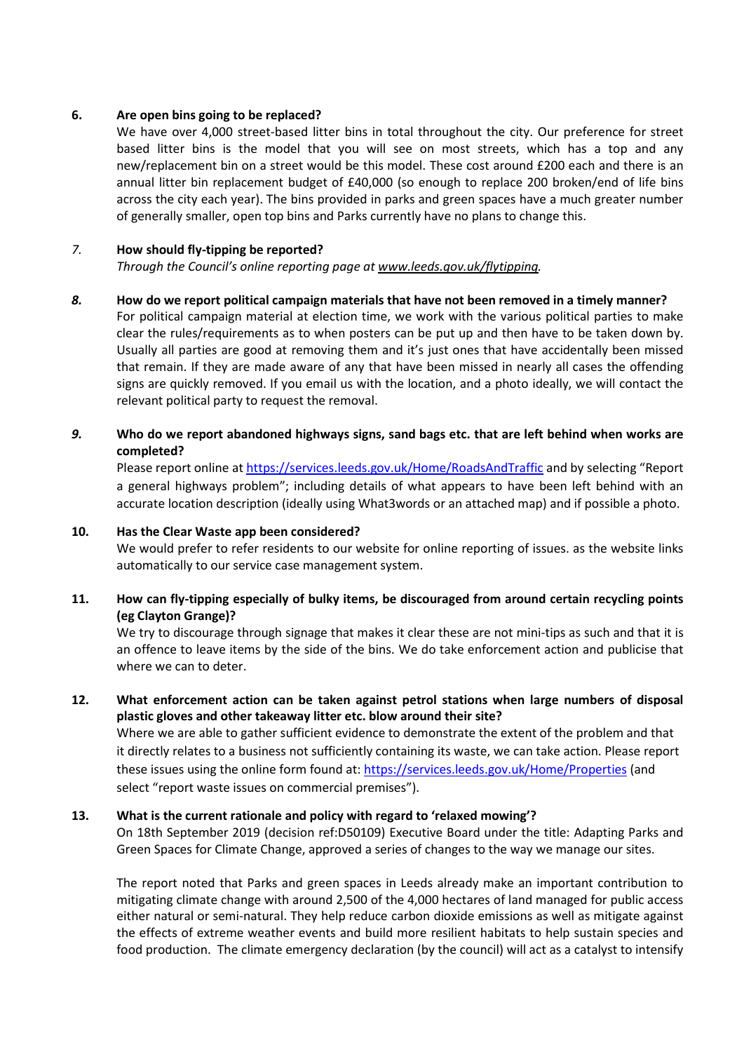**6. Are open bins going to be replaced?**

We have over 4,000 street-based litter bins in total throughout the city. Our preference for street based litter bins is the model that you will see on most streets, which has a top and any new/replacement bin on a street would be this model. These cost around £200 each and there is an annual litter bin replacement budget of £40,000 (so enough to replace 200 broken/end of life bins across the city each year). The bins provided in parks and green spaces have a much greater number of generally smaller, open top bins and Parks currently have no plans to change this.

*7.* **How should fly-tipping be reported?**

*Through the Council's online reporting page at www.leeds.gov.uk/flytipping.*

***8.*** **How do we report political campaign materials that have not been removed in a timely manner?**

For political campaign material at election time, we work with the various political parties to make clear the rules/requirements as to when posters can be put up and then have to be taken down by. Usually all parties are good at removing them and it's just ones that have accidentally been missed that remain. If they are made aware of any that have been missed in nearly all cases the offending signs are quickly removed. If you email us with the location, and a photo ideally, we will contact the relevant political party to request the removal.

***9.*** **Who do we report abandoned highways signs, sand bags etc. that are left behind when works are completed?**

Please report online at https://services.leeds.gov.uk/Home/RoadsAndTraffic and by selecting "Report a general highways problem"; including details of what appears to have been left behind with an accurate location description (ideally using What3words or an attached map) and if possible a photo.

**10. Has the Clear Waste app been considered?**

We would prefer to refer residents to our website for online reporting of issues. as the website links automatically to our service case management system.

**11. How can fly-tipping especially of bulky items, be discouraged from around certain recycling points (eg Clayton Grange)?**

We try to discourage through signage that makes it clear these are not mini-tips as such and that it is an offence to leave items by the side of the bins. We do take enforcement action and publicise that where we can to deter.

**12. What enforcement action can be taken against petrol stations when large numbers of disposal plastic gloves and other takeaway litter etc. blow around their site?**

Where we are able to gather sufficient evidence to demonstrate the extent of the problem and that it directly relates to a business not sufficiently containing its waste, we can take action. Please report these issues using the online form found at: https://services.leeds.gov.uk/Home/Properties (and select "report waste issues on commercial premises").

**13. What is the current rationale and policy with regard to 'relaxed mowing'?**

On 18th September 2019 (decision ref:D50109) Executive Board under the title: Adapting Parks and Green Spaces for Climate Change, approved a series of changes to the way we manage our sites.

The report noted that Parks and green spaces in Leeds already make an important contribution to mitigating climate change with around 2,500 of the 4,000 hectares of land managed for public access either natural or semi-natural. They help reduce carbon dioxide emissions as well as mitigate against the effects of extreme weather events and build more resilient habitats to help sustain species and food production. The climate emergency declaration (by the council) will act as a catalyst to intensify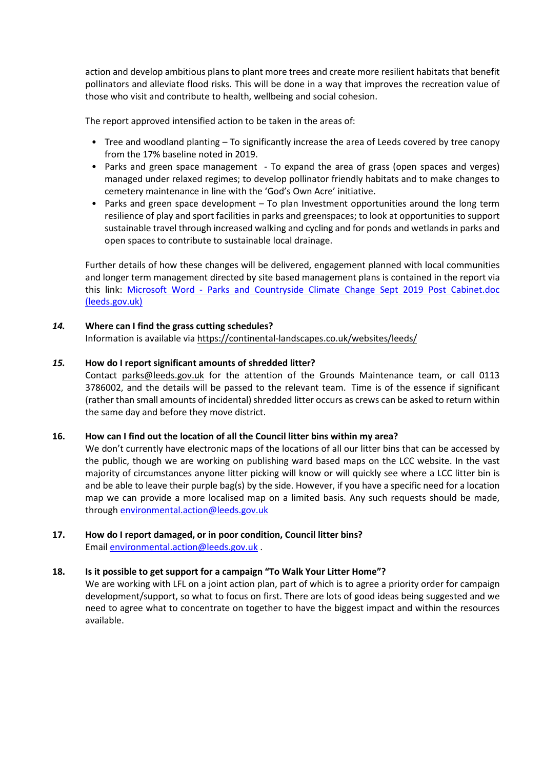action and develop ambitious plans to plant more trees and create more resilient habitats that benefit pollinators and alleviate flood risks. This will be done in a way that improves the recreation value of those who visit and contribute to health, wellbeing and social cohesion.

The report approved intensified action to be taken in the areas of:

- Tree and woodland planting – To significantly increase the area of Leeds covered by tree canopy from the 17% baseline noted in 2019.
- Parks and green space management - To expand the area of grass (open spaces and verges) managed under relaxed regimes; to develop pollinator friendly habitats and to make changes to cemetery maintenance in line with the 'God's Own Acre' initiative.
- Parks and green space development – To plan Investment opportunities around the long term resilience of play and sport facilities in parks and greenspaces; to look at opportunities to support sustainable travel through increased walking and cycling and for ponds and wetlands in parks and open spaces to contribute to sustainable local drainage.

Further details of how these changes will be delivered, engagement planned with local communities and longer term management directed by site based management plans is contained in the report via this link: [Microsoft Word - Parks and Countryside Climate Change Sept 2019 Post Cabinet.doc (leeds.gov.uk)]()

***14.*** **Where can I find the grass cutting schedules?**
Information is available via https://continental-landscapes.co.uk/websites/leeds/

***15.*** **How do I report significant amounts of shredded litter?**
Contact parks@leeds.gov.uk for the attention of the Grounds Maintenance team, or call 0113 3786002, and the details will be passed to the relevant team. Time is of the essence if significant (rather than small amounts of incidental) shredded litter occurs as crews can be asked to return within the same day and before they move district.

**16. How can I find out the location of all the Council litter bins within my area?**
We don't currently have electronic maps of the locations of all our litter bins that can be accessed by the public, though we are working on publishing ward based maps on the LCC website. In the vast majority of circumstances anyone litter picking will know or will quickly see where a LCC litter bin is and be able to leave their purple bag(s) by the side. However, if you have a specific need for a location map we can provide a more localised map on a limited basis. Any such requests should be made, through environmental.action@leeds.gov.uk

**17. How do I report damaged, or in poor condition, Council litter bins?**
Email environmental.action@leeds.gov.uk .

**18. Is it possible to get support for a campaign "To Walk Your Litter Home"?**
We are working with LFL on a joint action plan, part of which is to agree a priority order for campaign development/support, so what to focus on first. There are lots of good ideas being suggested and we need to agree what to concentrate on together to have the biggest impact and within the resources available.